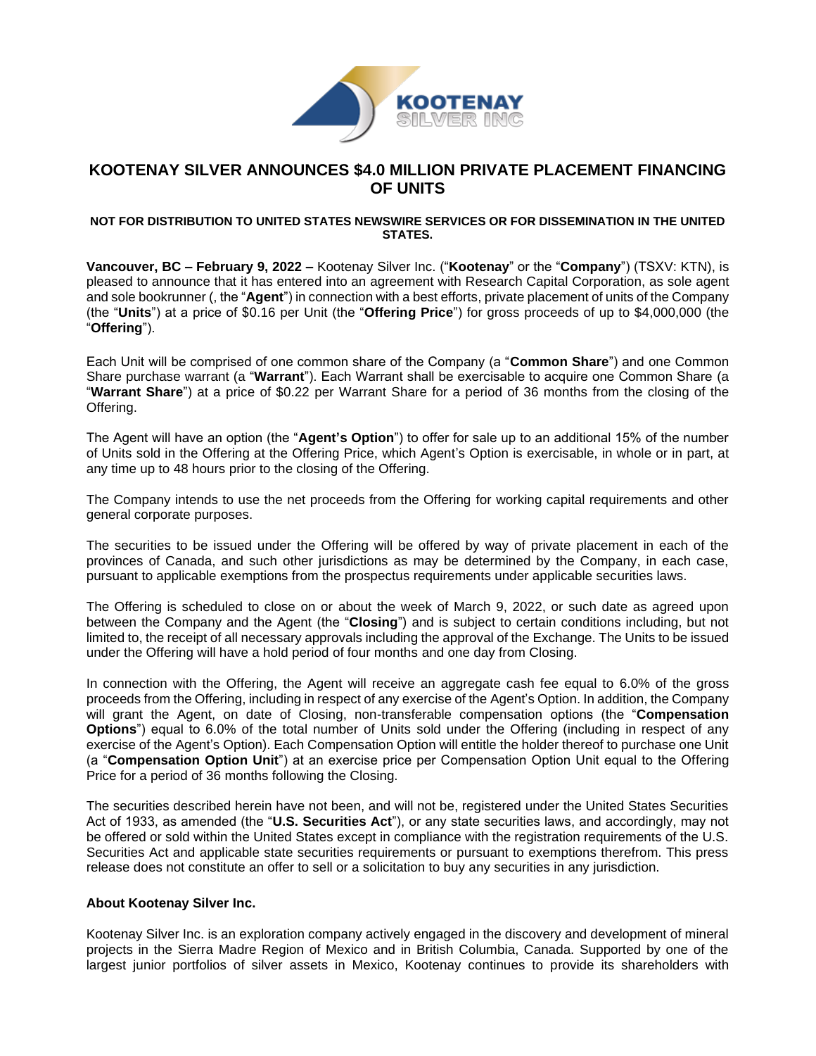# KOOTENAY SILVER ANNOUNCES $4.0 MILLION PRIVATE PLACEMENT FINANCING OF UNITS

**NOT FOR DISTRIBUTION TO UNITED STATES NEWSWIRE SERVICES OR FOR DISSEMINATION IN THE UNITED STATES.**

**Vancouver, BC – February 9, 2022 –** Kootenay Silver Inc. ("**Kootenay**" or the "**Company**") (TSXV: KTN), is pleased to announce that it has entered into an agreement with Research Capital Corporation, as sole agent and sole bookrunner (, the "**Agent**") in connection with a best efforts, private placement of units of the Company (the "**Units**") at a price of $0.16 per Unit (the "**Offering Price**") for gross proceeds of up to $4,000,000 (the "**Offering**").

Each Unit will be comprised of one common share of the Company (a "**Common Share**") and one Common Share purchase warrant (a "**Warrant**"). Each Warrant shall be exercisable to acquire one Common Share (a "**Warrant Share**") at a price of $0.22 per Warrant Share for a period of 36 months from the closing of the Offering.

The Agent will have an option (the "**Agent's Option**") to offer for sale up to an additional 15% of the number of Units sold in the Offering at the Offering Price, which Agent's Option is exercisable, in whole or in part, at any time up to 48 hours prior to the closing of the Offering.

The Company intends to use the net proceeds from the Offering for working capital requirements and other general corporate purposes.

The securities to be issued under the Offering will be offered by way of private placement in each of the provinces of Canada, and such other jurisdictions as may be determined by the Company, in each case, pursuant to applicable exemptions from the prospectus requirements under applicable securities laws.

The Offering is scheduled to close on or about the week of March 9, 2022, or such date as agreed upon between the Company and the Agent (the "**Closing**") and is subject to certain conditions including, but not limited to, the receipt of all necessary approvals including the approval of the Exchange. The Units to be issued under the Offering will have a hold period of four months and one day from Closing.

In connection with the Offering, the Agent will receive an aggregate cash fee equal to 6.0% of the gross proceeds from the Offering, including in respect of any exercise of the Agent's Option. In addition, the Company will grant the Agent, on date of Closing, non-transferable compensation options (the "**Compensation Options**") equal to 6.0% of the total number of Units sold under the Offering (including in respect of any exercise of the Agent's Option). Each Compensation Option will entitle the holder thereof to purchase one Unit (a "**Compensation Option Unit**") at an exercise price per Compensation Option Unit equal to the Offering Price for a period of 36 months following the Closing.

The securities described herein have not been, and will not be, registered under the United States Securities Act of 1933, as amended (the "**U.S. Securities Act**"), or any state securities laws, and accordingly, may not be offered or sold within the United States except in compliance with the registration requirements of the U.S. Securities Act and applicable state securities requirements or pursuant to exemptions therefrom. This press release does not constitute an offer to sell or a solicitation to buy any securities in any jurisdiction.

**About Kootenay Silver Inc.**

Kootenay Silver Inc. is an exploration company actively engaged in the discovery and development of mineral projects in the Sierra Madre Region of Mexico and in British Columbia, Canada. Supported by one of the largest junior portfolios of silver assets in Mexico, Kootenay continues to provide its shareholders with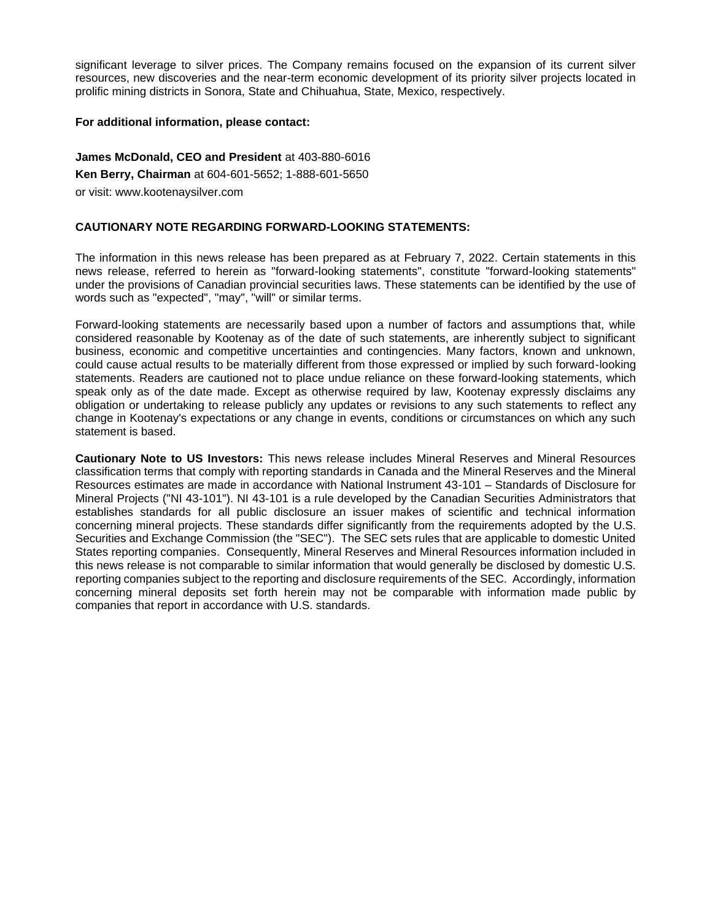significant leverage to silver prices. The Company remains focused on the expansion of its current silver resources, new discoveries and the near-term economic development of its priority silver projects located in prolific mining districts in Sonora, State and Chihuahua, State, Mexico, respectively.

**For additional information, please contact:**

**James McDonald, CEO and President** at 403-880-6016

**Ken Berry, Chairman** at 604-601-5652; 1-888-601-5650

or visit: www.kootenaysilver.com

**CAUTIONARY NOTE REGARDING FORWARD-LOOKING STATEMENTS:**

The information in this news release has been prepared as at February 7, 2022. Certain statements in this news release, referred to herein as "forward-looking statements", constitute "forward-looking statements" under the provisions of Canadian provincial securities laws. These statements can be identified by the use of words such as "expected", "may", "will" or similar terms.

Forward-looking statements are necessarily based upon a number of factors and assumptions that, while considered reasonable by Kootenay as of the date of such statements, are inherently subject to significant business, economic and competitive uncertainties and contingencies. Many factors, known and unknown, could cause actual results to be materially different from those expressed or implied by such forward-looking statements. Readers are cautioned not to place undue reliance on these forward-looking statements, which speak only as of the date made. Except as otherwise required by law, Kootenay expressly disclaims any obligation or undertaking to release publicly any updates or revisions to any such statements to reflect any change in Kootenay's expectations or any change in events, conditions or circumstances on which any such statement is based.

**Cautionary Note to US Investors:** This news release includes Mineral Reserves and Mineral Resources classification terms that comply with reporting standards in Canada and the Mineral Reserves and the Mineral Resources estimates are made in accordance with National Instrument 43-101 – Standards of Disclosure for Mineral Projects ("NI 43-101"). NI 43-101 is a rule developed by the Canadian Securities Administrators that establishes standards for all public disclosure an issuer makes of scientific and technical information concerning mineral projects. These standards differ significantly from the requirements adopted by the U.S. Securities and Exchange Commission (the "SEC"). The SEC sets rules that are applicable to domestic United States reporting companies. Consequently, Mineral Reserves and Mineral Resources information included in this news release is not comparable to similar information that would generally be disclosed by domestic U.S. reporting companies subject to the reporting and disclosure requirements of the SEC. Accordingly, information concerning mineral deposits set forth herein may not be comparable with information made public by companies that report in accordance with U.S. standards.